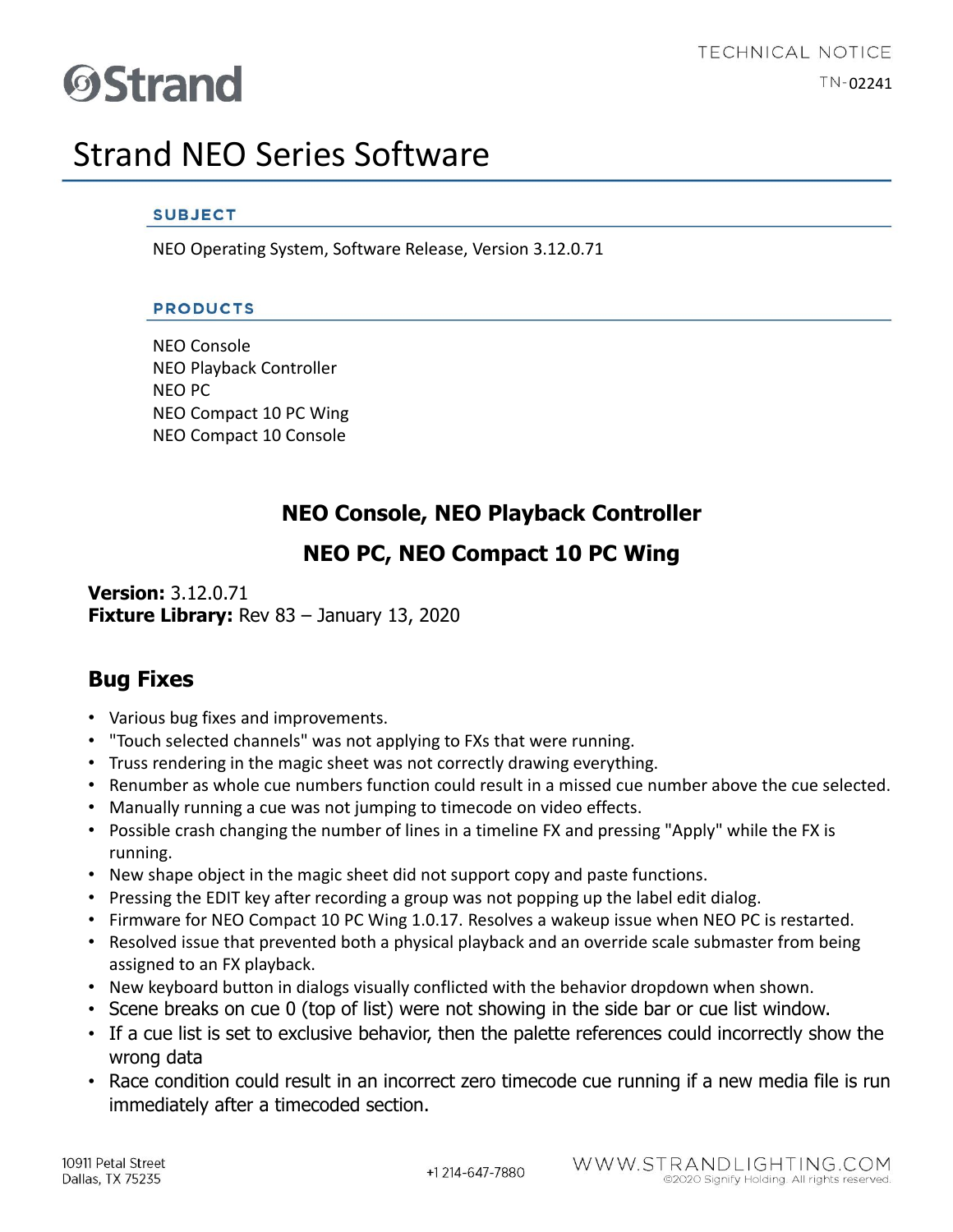TECHNICAL NOTICE

TN-02241

# Strand NEO Series Software

### SUBJECT

NEO Operating System, Software Release, Version 3.12.0.71

### PRODUCTS

NEO Console
NEO Playback Controller
NEO PC
NEO Compact 10 PC Wing
NEO Compact 10 Console

## NEO Console, NEO Playback Controller

## NEO PC, NEO Compact 10 PC Wing

**Version:** 3.12.0.71
**Fixture Library:** Rev 83 – January 13, 2020

## Bug Fixes

- Various bug fixes and improvements.
- "Touch selected channels" was not applying to FXs that were running.
- Truss rendering in the magic sheet was not correctly drawing everything.
- Renumber as whole cue numbers function could result in a missed cue number above the cue selected.
- Manually running a cue was not jumping to timecode on video effects.
- Possible crash changing the number of lines in a timeline FX and pressing "Apply" while the FX is running.
- New shape object in the magic sheet did not support copy and paste functions.
- Pressing the EDIT key after recording a group was not popping up the label edit dialog.
- Firmware for NEO Compact 10 PC Wing 1.0.17. Resolves a wakeup issue when NEO PC is restarted.
- Resolved issue that prevented both a physical playback and an override scale submaster from being assigned to an FX playback.
- New keyboard button in dialogs visually conflicted with the behavior dropdown when shown.
- Scene breaks on cue 0 (top of list) were not showing in the side bar or cue list window.
- If a cue list is set to exclusive behavior, then the palette references could incorrectly show the wrong data
- Race condition could result in an incorrect zero timecode cue running if a new media file is run immediately after a timecoded section.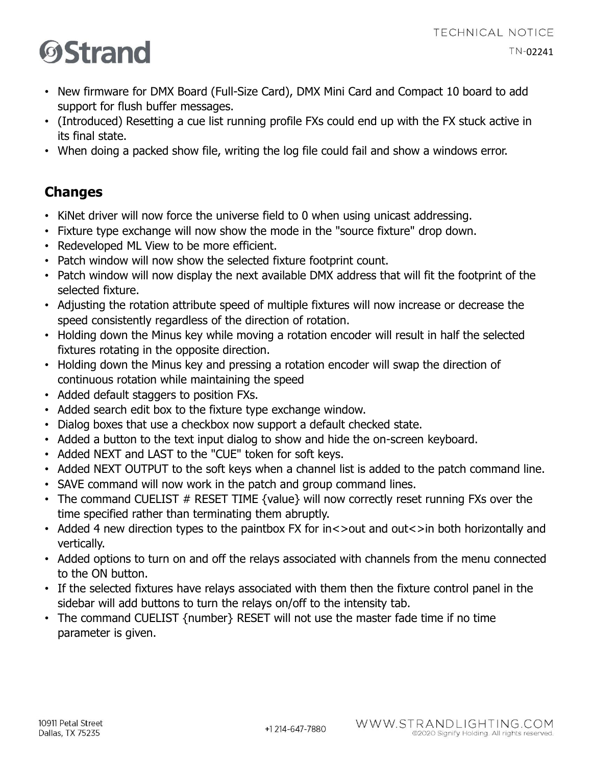- New firmware for DMX Board (Full-Size Card), DMX Mini Card and Compact 10 board to add support for flush buffer messages.
- (Introduced) Resetting a cue list running profile FXs could end up with the FX stuck active in its final state.
- When doing a packed show file, writing the log file could fail and show a windows error.

## Changes

- KiNet driver will now force the universe field to 0 when using unicast addressing.
- Fixture type exchange will now show the mode in the "source fixture" drop down.
- Redeveloped ML View to be more efficient.
- Patch window will now show the selected fixture footprint count.
- Patch window will now display the next available DMX address that will fit the footprint of the selected fixture.
- Adjusting the rotation attribute speed of multiple fixtures will now increase or decrease the speed consistently regardless of the direction of rotation.
- Holding down the Minus key while moving a rotation encoder will result in half the selected fixtures rotating in the opposite direction.
- Holding down the Minus key and pressing a rotation encoder will swap the direction of continuous rotation while maintaining the speed
- Added default staggers to position FXs.
- Added search edit box to the fixture type exchange window.
- Dialog boxes that use a checkbox now support a default checked state.
- Added a button to the text input dialog to show and hide the on-screen keyboard.
- Added NEXT and LAST to the "CUE" token for soft keys.
- Added NEXT OUTPUT to the soft keys when a channel list is added to the patch command line.
- SAVE command will now work in the patch and group command lines.
- The command CUELIST # RESET TIME {value} will now correctly reset running FXs over the time specified rather than terminating them abruptly.
- Added 4 new direction types to the paintbox FX for in<>out and out<>in both horizontally and vertically.
- Added options to turn on and off the relays associated with channels from the menu connected to the ON button.
- If the selected fixtures have relays associated with them then the fixture control panel in the sidebar will add buttons to turn the relays on/off to the intensity tab.
- The command CUELIST {number} RESET will not use the master fade time if no time parameter is given.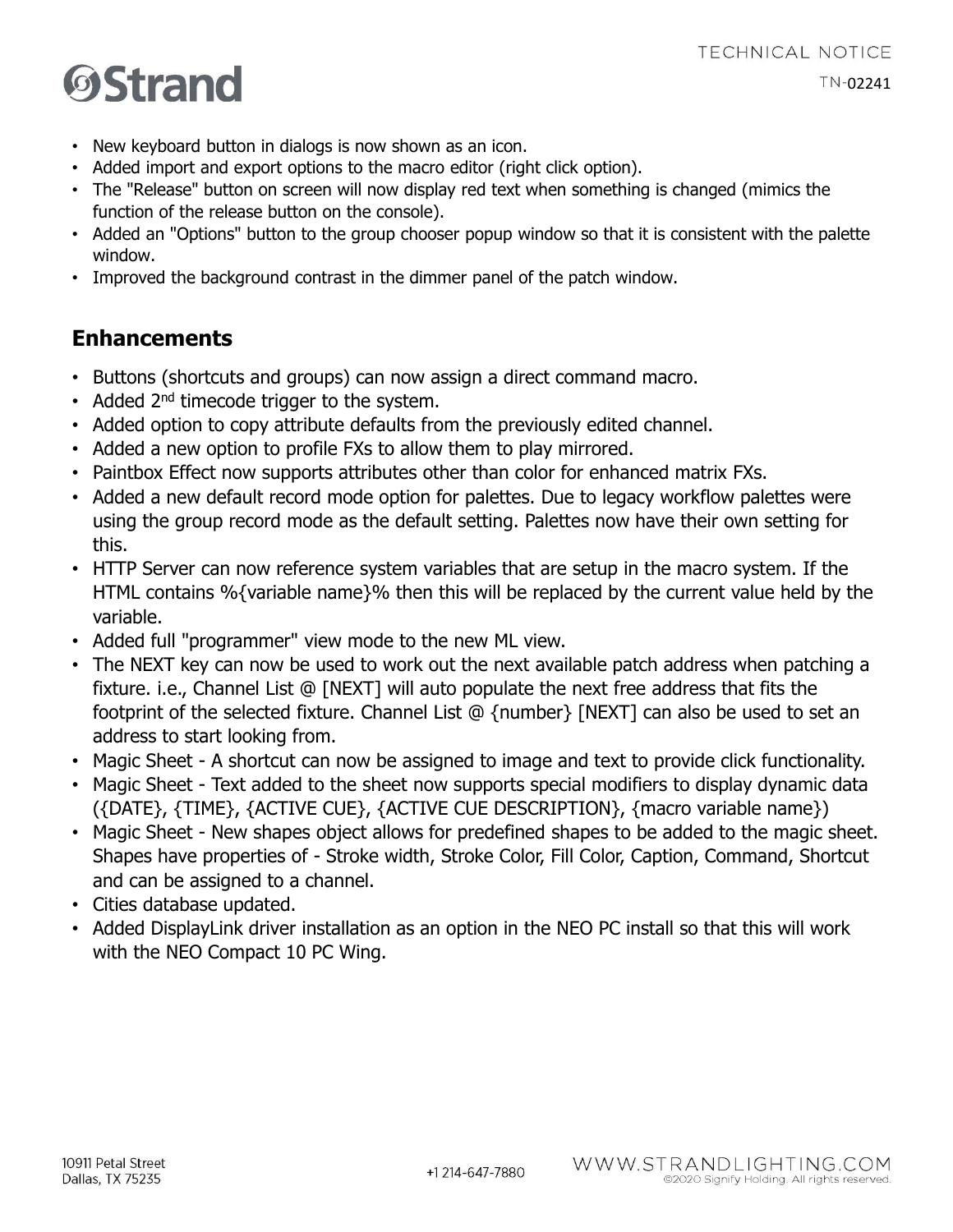- New keyboard button in dialogs is now shown as an icon.
- Added import and export options to the macro editor (right click option).
- The "Release" button on screen will now display red text when something is changed (mimics the function of the release button on the console).
- Added an "Options" button to the group chooser popup window so that it is consistent with the palette window.
- Improved the background contrast in the dimmer panel of the patch window.

## Enhancements

- Buttons (shortcuts and groups) can now assign a direct command macro.
- Added 2nd timecode trigger to the system.
- Added option to copy attribute defaults from the previously edited channel.
- Added a new option to profile FXs to allow them to play mirrored.
- Paintbox Effect now supports attributes other than color for enhanced matrix FXs.
- Added a new default record mode option for palettes. Due to legacy workflow palettes were using the group record mode as the default setting. Palettes now have their own setting for this.
- HTTP Server can now reference system variables that are setup in the macro system. If the HTML contains %{variable name}% then this will be replaced by the current value held by the variable.
- Added full "programmer" view mode to the new ML view.
- The NEXT key can now be used to work out the next available patch address when patching a fixture. i.e., Channel List @ [NEXT] will auto populate the next free address that fits the footprint of the selected fixture. Channel List @ {number} [NEXT] can also be used to set an address to start looking from.
- Magic Sheet - A shortcut can now be assigned to image and text to provide click functionality.
- Magic Sheet - Text added to the sheet now supports special modifiers to display dynamic data ({DATE}, {TIME}, {ACTIVE CUE}, {ACTIVE CUE DESCRIPTION}, {macro variable name})
- Magic Sheet - New shapes object allows for predefined shapes to be added to the magic sheet. Shapes have properties of - Stroke width, Stroke Color, Fill Color, Caption, Command, Shortcut and can be assigned to a channel.
- Cities database updated.
- Added DisplayLink driver installation as an option in the NEO PC install so that this will work with the NEO Compact 10 PC Wing.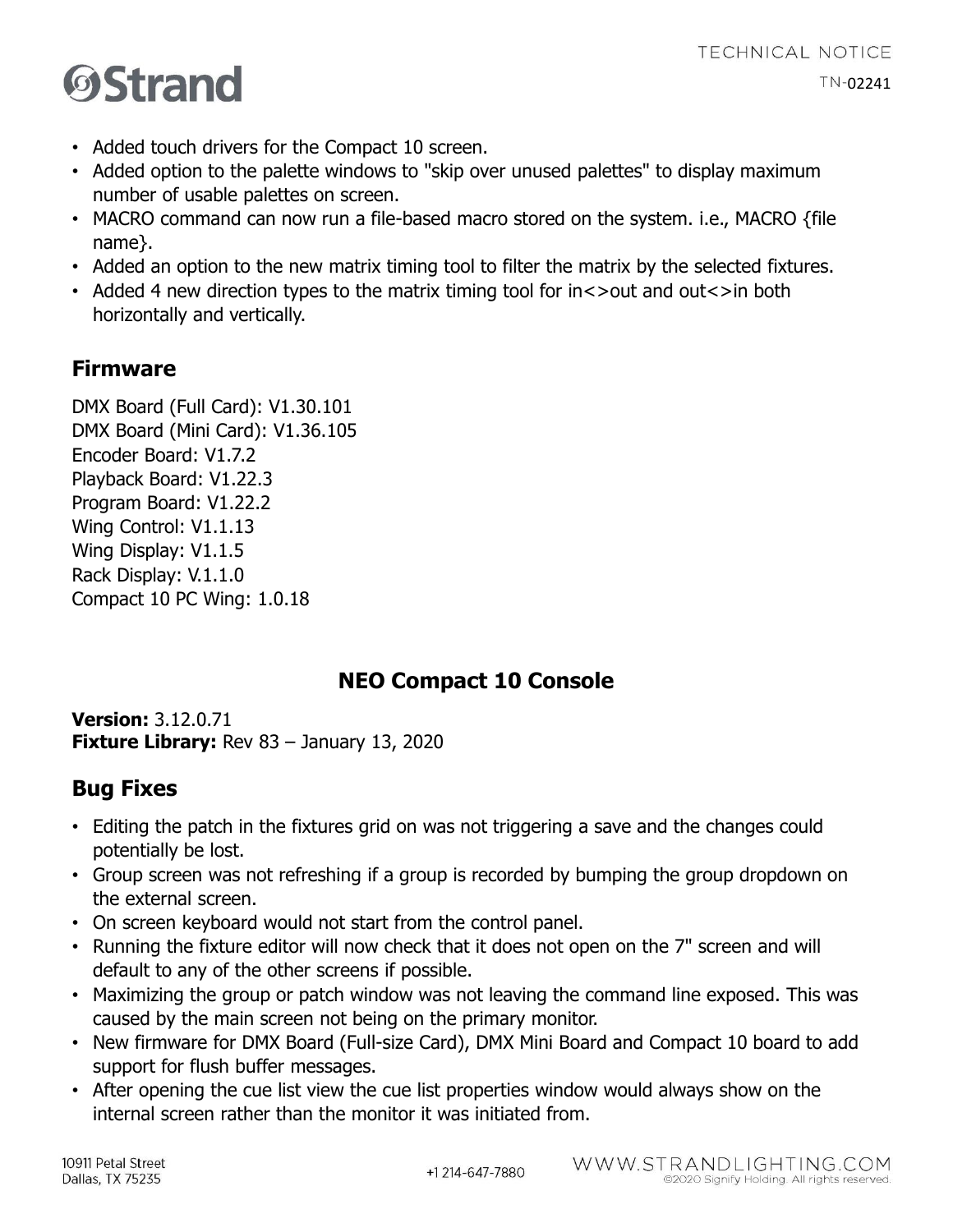- Added touch drivers for the Compact 10 screen.
- Added option to the palette windows to "skip over unused palettes" to display maximum number of usable palettes on screen.
- MACRO command can now run a file-based macro stored on the system. i.e., MACRO {file name}.
- Added an option to the new matrix timing tool to filter the matrix by the selected fixtures.
- Added 4 new direction types to the matrix timing tool for in<>out and out<>in both horizontally and vertically.

## Firmware

DMX Board (Full Card): V1.30.101
DMX Board (Mini Card): V1.36.105
Encoder Board: V1.7.2
Playback Board: V1.22.3
Program Board: V1.22.2
Wing Control: V1.1.13
Wing Display: V1.1.5
Rack Display: V.1.1.0
Compact 10 PC Wing: 1.0.18

# NEO Compact 10 Console

**Version:** 3.12.0.71
**Fixture Library:** Rev 83 – January 13, 2020

## Bug Fixes

- Editing the patch in the fixtures grid on was not triggering a save and the changes could potentially be lost.
- Group screen was not refreshing if a group is recorded by bumping the group dropdown on the external screen.
- On screen keyboard would not start from the control panel.
- Running the fixture editor will now check that it does not open on the 7" screen and will default to any of the other screens if possible.
- Maximizing the group or patch window was not leaving the command line exposed. This was caused by the main screen not being on the primary monitor.
- New firmware for DMX Board (Full-size Card), DMX Mini Board and Compact 10 board to add support for flush buffer messages.
- After opening the cue list view the cue list properties window would always show on the internal screen rather than the monitor it was initiated from.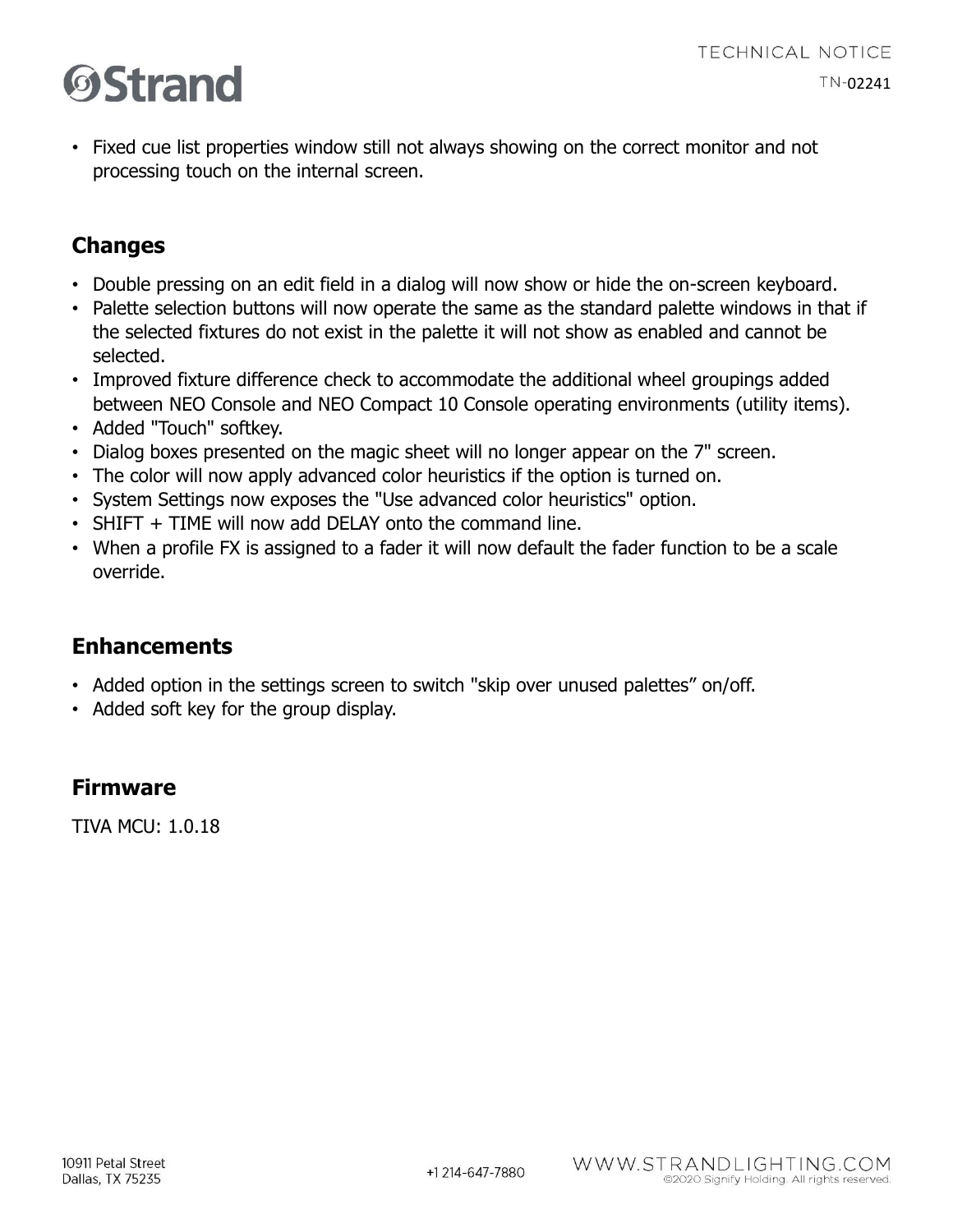- Fixed cue list properties window still not always showing on the correct monitor and not processing touch on the internal screen.

## Changes

- Double pressing on an edit field in a dialog will now show or hide the on-screen keyboard.
- Palette selection buttons will now operate the same as the standard palette windows in that if the selected fixtures do not exist in the palette it will not show as enabled and cannot be selected.
- Improved fixture difference check to accommodate the additional wheel groupings added between NEO Console and NEO Compact 10 Console operating environments (utility items).
- Added "Touch" softkey.
- Dialog boxes presented on the magic sheet will no longer appear on the 7" screen.
- The color will now apply advanced color heuristics if the option is turned on.
- System Settings now exposes the "Use advanced color heuristics" option.
- SHIFT + TIME will now add DELAY onto the command line.
- When a profile FX is assigned to a fader it will now default the fader function to be a scale override.

## Enhancements

- Added option in the settings screen to switch "skip over unused palettes” on/off.
- Added soft key for the group display.

## Firmware

TIVA MCU: 1.0.18